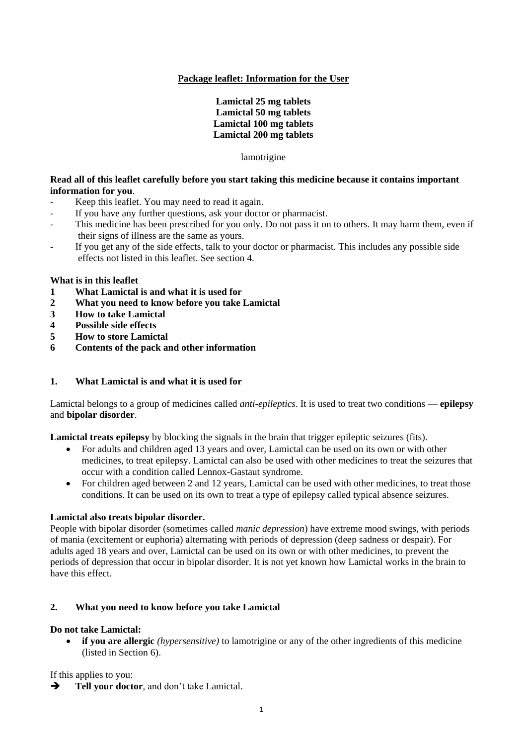**Package leaflet: Information for the User**

**Lamictal 25 mg tablets**
**Lamictal 50 mg tablets**
**Lamictal 100 mg tablets**
**Lamictal 200 mg tablets**

lamotrigine

**Read all of this leaflet carefully before you start taking this medicine because it contains important information for you**.

- Keep this leaflet. You may need to read it again.
- If you have any further questions, ask your doctor or pharmacist.
- This medicine has been prescribed for you only. Do not pass it on to others. It may harm them, even if their signs of illness are the same as yours.
- If you get any of the side effects, talk to your doctor or pharmacist. This includes any possible side effects not listed in this leaflet. See section 4.

**What is in this leaflet**

1. **What Lamictal is and what it is used for**
2. **What you need to know before you take Lamictal**
3. **How to take Lamictal**
4. **Possible side effects**
5. **How to store Lamictal**
6. **Contents of the pack and other information**

## 1. What Lamictal is and what it is used for

Lamictal belongs to a group of medicines called *anti-epileptics*. It is used to treat two conditions — **epilepsy** and **bipolar disorder**.

**Lamictal treats epilepsy** by blocking the signals in the brain that trigger epileptic seizures (fits).

- For adults and children aged 13 years and over, Lamictal can be used on its own or with other medicines, to treat epilepsy. Lamictal can also be used with other medicines to treat the seizures that occur with a condition called Lennox-Gastaut syndrome.
- For children aged between 2 and 12 years, Lamictal can be used with other medicines, to treat those conditions. It can be used on its own to treat a type of epilepsy called typical absence seizures.

**Lamictal also treats bipolar disorder.**

People with bipolar disorder (sometimes called *manic depression*) have extreme mood swings, with periods of mania (excitement or euphoria) alternating with periods of depression (deep sadness or despair). For adults aged 18 years and over, Lamictal can be used on its own or with other medicines, to prevent the periods of depression that occur in bipolar disorder. It is not yet known how Lamictal works in the brain to have this effect.

## 2. What you need to know before you take Lamictal

**Do not take Lamictal:**

- **if you are allergic** *(hypersensitive)* to lamotrigine or any of the other ingredients of this medicine (listed in Section 6).

If this applies to you:

➔ **Tell your doctor**, and don't take Lamictal.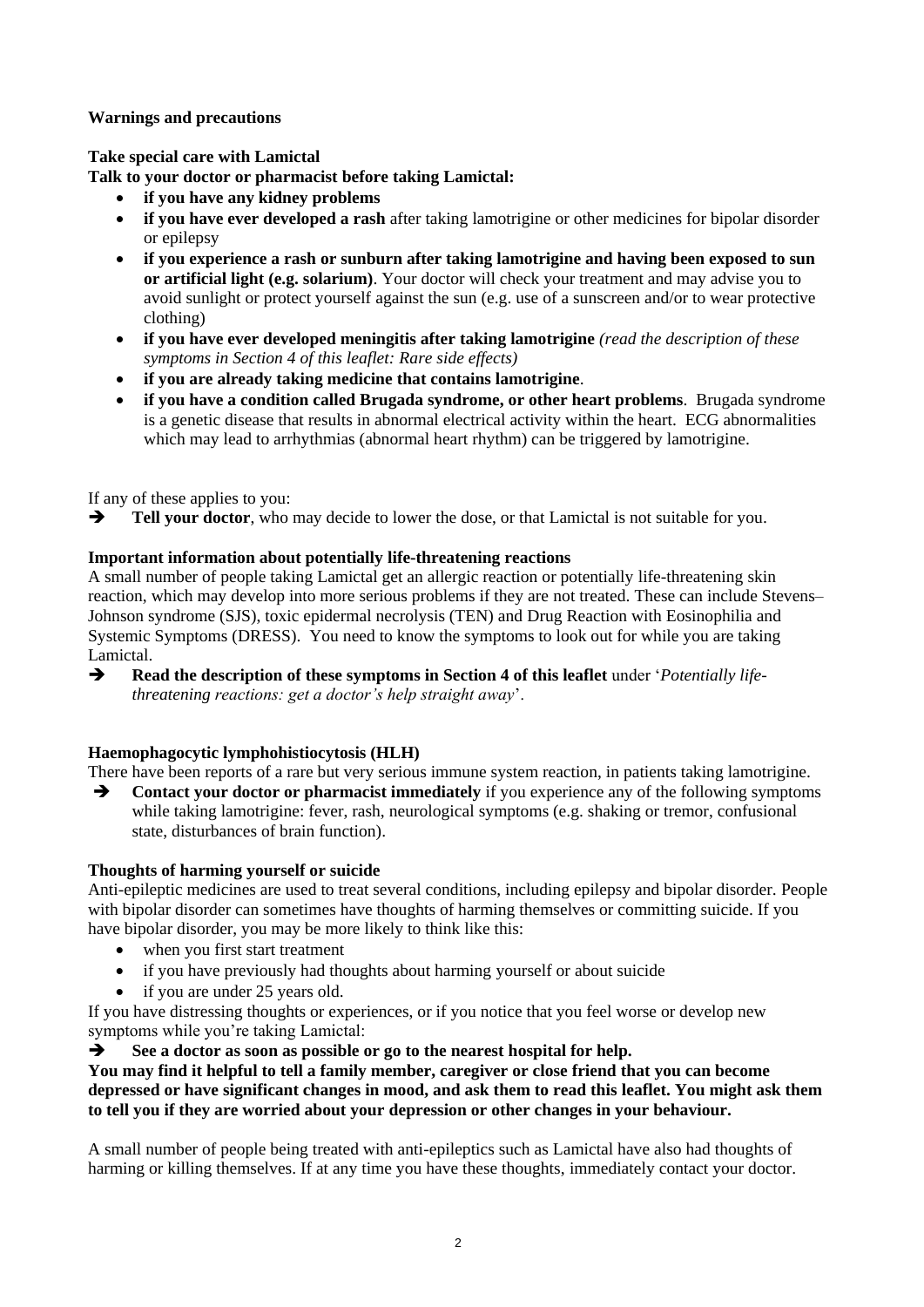**Warnings and precautions**

**Take special care with Lamictal**

**Talk to your doctor or pharmacist before taking Lamictal:**

- **if you have any kidney problems**
- **if you have ever developed a rash** after taking lamotrigine or other medicines for bipolar disorder or epilepsy
- **if you experience a rash or sunburn after taking lamotrigine and having been exposed to sun or artificial light (e.g. solarium)**. Your doctor will check your treatment and may advise you to avoid sunlight or protect yourself against the sun (e.g. use of a sunscreen and/or to wear protective clothing)
- **if you have ever developed meningitis after taking lamotrigine** *(read the description of these symptoms in Section 4 of this leaflet: Rare side effects)*
- **if you are already taking medicine that contains lamotrigine**.
- **if you have a condition called Brugada syndrome, or other heart problems**. Brugada syndrome is a genetic disease that results in abnormal electrical activity within the heart. ECG abnormalities which may lead to arrhythmias (abnormal heart rhythm) can be triggered by lamotrigine.

If any of these applies to you:

➔ **Tell your doctor**, who may decide to lower the dose, or that Lamictal is not suitable for you.

**Important information about potentially life-threatening reactions**

A small number of people taking Lamictal get an allergic reaction or potentially life-threatening skin reaction, which may develop into more serious problems if they are not treated. These can include Stevens–Johnson syndrome (SJS), toxic epidermal necrolysis (TEN) and Drug Reaction with Eosinophilia and Systemic Symptoms (DRESS). You need to know the symptoms to look out for while you are taking Lamictal.

➔ **Read the description of these symptoms in Section 4 of this leaflet** under '*Potentially life-threatening reactions: get a doctor's help straight away*'.

**Haemophagocytic lymphohistiocytosis (HLH)**

There have been reports of a rare but very serious immune system reaction, in patients taking lamotrigine.

➔ **Contact your doctor or pharmacist immediately** if you experience any of the following symptoms while taking lamotrigine: fever, rash, neurological symptoms (e.g. shaking or tremor, confusional state, disturbances of brain function).

**Thoughts of harming yourself or suicide**

Anti-epileptic medicines are used to treat several conditions, including epilepsy and bipolar disorder. People with bipolar disorder can sometimes have thoughts of harming themselves or committing suicide. If you have bipolar disorder, you may be more likely to think like this:

- when you first start treatment
- if you have previously had thoughts about harming yourself or about suicide
- if you are under 25 years old.

If you have distressing thoughts or experiences, or if you notice that you feel worse or develop new symptoms while you're taking Lamictal:

➔ **See a doctor as soon as possible or go to the nearest hospital for help.**

**You may find it helpful to tell a family member, caregiver or close friend that you can become depressed or have significant changes in mood, and ask them to read this leaflet. You might ask them to tell you if they are worried about your depression or other changes in your behaviour.**

A small number of people being treated with anti-epileptics such as Lamictal have also had thoughts of harming or killing themselves. If at any time you have these thoughts, immediately contact your doctor.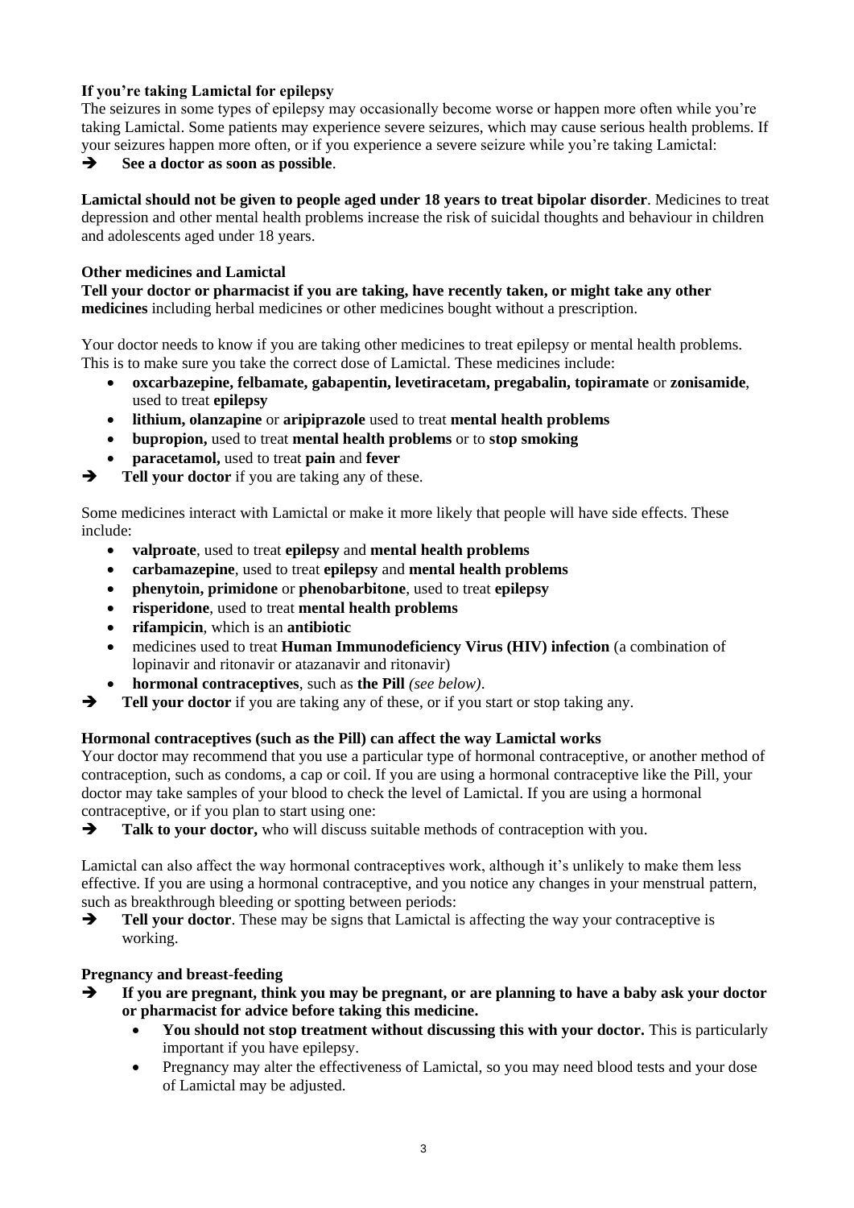**If you're taking Lamictal for epilepsy**

The seizures in some types of epilepsy may occasionally become worse or happen more often while you're taking Lamictal. Some patients may experience severe seizures, which may cause serious health problems. If your seizures happen more often, or if you experience a severe seizure while you're taking Lamictal:

➔ **See a doctor as soon as possible**.

**Lamictal should not be given to people aged under 18 years to treat bipolar disorder**. Medicines to treat depression and other mental health problems increase the risk of suicidal thoughts and behaviour in children and adolescents aged under 18 years.

**Other medicines and Lamictal**

**Tell your doctor or pharmacist if you are taking, have recently taken, or might take any other medicines** including herbal medicines or other medicines bought without a prescription.

Your doctor needs to know if you are taking other medicines to treat epilepsy or mental health problems. This is to make sure you take the correct dose of Lamictal. These medicines include:

- **oxcarbazepine, felbamate, gabapentin, levetiracetam, pregabalin, topiramate** or **zonisamide**, used to treat **epilepsy**
- **lithium, olanzapine** or **aripiprazole** used to treat **mental health problems**
- **bupropion,** used to treat **mental health problems** or to **stop smoking**
- **paracetamol,** used to treat **pain** and **fever**

➔ **Tell your doctor** if you are taking any of these.

Some medicines interact with Lamictal or make it more likely that people will have side effects. These include:

- **valproate**, used to treat **epilepsy** and **mental health problems**
- **carbamazepine**, used to treat **epilepsy** and **mental health problems**
- **phenytoin, primidone** or **phenobarbitone**, used to treat **epilepsy**
- **risperidone**, used to treat **mental health problems**
- **rifampicin**, which is an **antibiotic**
- medicines used to treat **Human Immunodeficiency Virus (HIV) infection** (a combination of lopinavir and ritonavir or atazanavir and ritonavir)
- **hormonal contraceptives**, such as **the Pill** *(see below)*.

➔ **Tell your doctor** if you are taking any of these, or if you start or stop taking any.

**Hormonal contraceptives (such as the Pill) can affect the way Lamictal works**

Your doctor may recommend that you use a particular type of hormonal contraceptive, or another method of contraception, such as condoms, a cap or coil. If you are using a hormonal contraceptive like the Pill, your doctor may take samples of your blood to check the level of Lamictal. If you are using a hormonal contraceptive, or if you plan to start using one:

➔ **Talk to your doctor,** who will discuss suitable methods of contraception with you.

Lamictal can also affect the way hormonal contraceptives work, although it's unlikely to make them less effective. If you are using a hormonal contraceptive, and you notice any changes in your menstrual pattern, such as breakthrough bleeding or spotting between periods:

➔ **Tell your doctor**. These may be signs that Lamictal is affecting the way your contraceptive is working.

**Pregnancy and breast-feeding**

➔ **If you are pregnant, think you may be pregnant, or are planning to have a baby ask your doctor or pharmacist for advice before taking this medicine.**

- **You should not stop treatment without discussing this with your doctor.** This is particularly important if you have epilepsy.
- Pregnancy may alter the effectiveness of Lamictal, so you may need blood tests and your dose of Lamictal may be adjusted.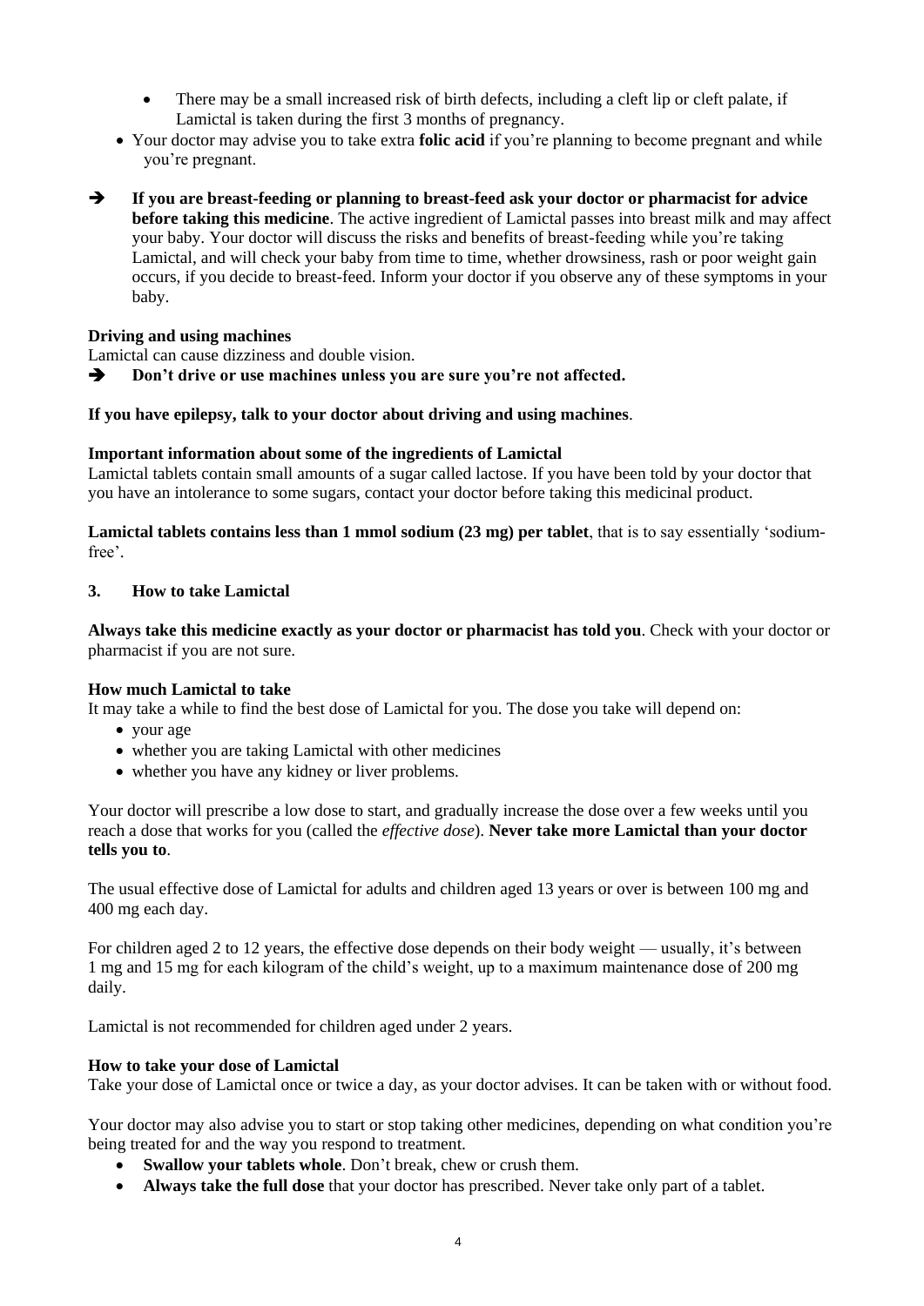- There may be a small increased risk of birth defects, including a cleft lip or cleft palate, if Lamictal is taken during the first 3 months of pregnancy.

- Your doctor may advise you to take extra **folic acid** if you're planning to become pregnant and while you're pregnant.

➔ **If you are breast-feeding or planning to breast-feed ask your doctor or pharmacist for advice before taking this medicine**. The active ingredient of Lamictal passes into breast milk and may affect your baby. Your doctor will discuss the risks and benefits of breast-feeding while you're taking Lamictal, and will check your baby from time to time, whether drowsiness, rash or poor weight gain occurs, if you decide to breast-feed. Inform your doctor if you observe any of these symptoms in your baby.

**Driving and using machines**

Lamictal can cause dizziness and double vision.

➔ **Don't drive or use machines unless you are sure you're not affected.**

**If you have epilepsy, talk to your doctor about driving and using machines**.

**Important information about some of the ingredients of Lamictal**

Lamictal tablets contain small amounts of a sugar called lactose. If you have been told by your doctor that you have an intolerance to some sugars, contact your doctor before taking this medicinal product.

**Lamictal tablets contains less than 1 mmol sodium (23 mg) per tablet**, that is to say essentially 'sodium-free'.

## 3. How to take Lamictal

**Always take this medicine exactly as your doctor or pharmacist has told you**. Check with your doctor or pharmacist if you are not sure.

**How much Lamictal to take**

It may take a while to find the best dose of Lamictal for you. The dose you take will depend on:

- your age
- whether you are taking Lamictal with other medicines
- whether you have any kidney or liver problems.

Your doctor will prescribe a low dose to start, and gradually increase the dose over a few weeks until you reach a dose that works for you (called the *effective dose*). **Never take more Lamictal than your doctor tells you to**.

The usual effective dose of Lamictal for adults and children aged 13 years or over is between 100 mg and 400 mg each day.

For children aged 2 to 12 years, the effective dose depends on their body weight — usually, it's between 1 mg and 15 mg for each kilogram of the child's weight, up to a maximum maintenance dose of 200 mg daily.

Lamictal is not recommended for children aged under 2 years.

**How to take your dose of Lamictal**

Take your dose of Lamictal once or twice a day, as your doctor advises. It can be taken with or without food.

Your doctor may also advise you to start or stop taking other medicines, depending on what condition you're being treated for and the way you respond to treatment.

- **Swallow your tablets whole**. Don't break, chew or crush them.
- **Always take the full dose** that your doctor has prescribed. Never take only part of a tablet.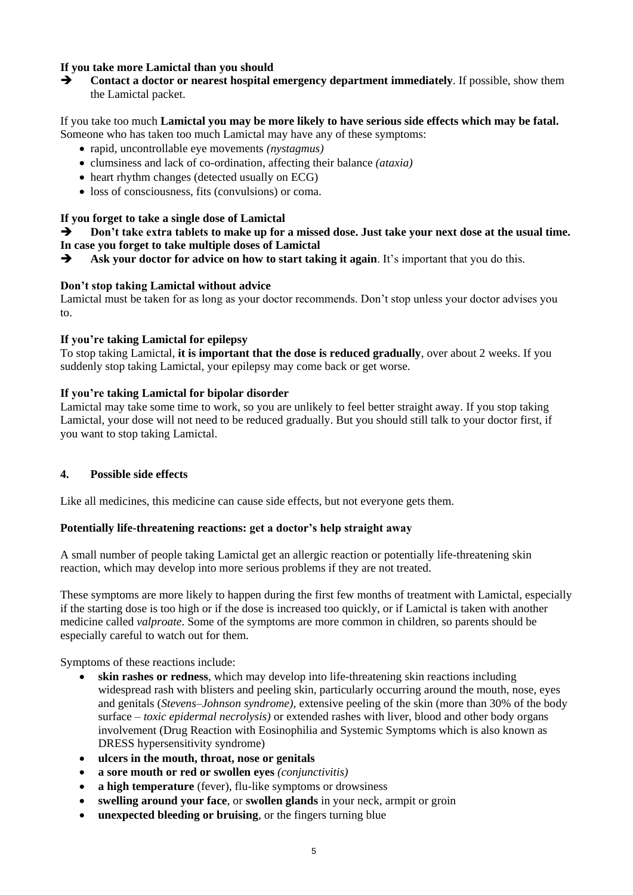**If you take more Lamictal than you should**

➔ **Contact a doctor or nearest hospital emergency department immediately**. If possible, show them the Lamictal packet.

If you take too much **Lamictal you may be more likely to have serious side effects which may be fatal.** Someone who has taken too much Lamictal may have any of these symptoms:

- rapid, uncontrollable eye movements *(nystagmus)*
- clumsiness and lack of co-ordination, affecting their balance *(ataxia)*
- heart rhythm changes (detected usually on ECG)
- loss of consciousness, fits (convulsions) or coma.

**If you forget to take a single dose of Lamictal**

➔ **Don't take extra tablets to make up for a missed dose. Just take your next dose at the usual time.**

**In case you forget to take multiple doses of Lamictal**

➔ **Ask your doctor for advice on how to start taking it again**. It's important that you do this.

**Don't stop taking Lamictal without advice**

Lamictal must be taken for as long as your doctor recommends. Don't stop unless your doctor advises you to.

**If you're taking Lamictal for epilepsy**

To stop taking Lamictal, **it is important that the dose is reduced gradually**, over about 2 weeks. If you suddenly stop taking Lamictal, your epilepsy may come back or get worse.

**If you're taking Lamictal for bipolar disorder**

Lamictal may take some time to work, so you are unlikely to feel better straight away. If you stop taking Lamictal, your dose will not need to be reduced gradually. But you should still talk to your doctor first, if you want to stop taking Lamictal.

## 4. Possible side effects

Like all medicines, this medicine can cause side effects, but not everyone gets them.

**Potentially life-threatening reactions: get a doctor's help straight away**

A small number of people taking Lamictal get an allergic reaction or potentially life-threatening skin reaction, which may develop into more serious problems if they are not treated.

These symptoms are more likely to happen during the first few months of treatment with Lamictal, especially if the starting dose is too high or if the dose is increased too quickly, or if Lamictal is taken with another medicine called *valproate*. Some of the symptoms are more common in children, so parents should be especially careful to watch out for them.

Symptoms of these reactions include:

- **skin rashes or redness**, which may develop into life-threatening skin reactions including widespread rash with blisters and peeling skin, particularly occurring around the mouth, nose, eyes and genitals (*Stevens–Johnson syndrome),* extensive peeling of the skin (more than 30% of the body surface – *toxic epidermal necrolysis)* or extended rashes with liver, blood and other body organs involvement (Drug Reaction with Eosinophilia and Systemic Symptoms which is also known as DRESS hypersensitivity syndrome)
- **ulcers in the mouth, throat, nose or genitals**
- **a sore mouth or red or swollen eyes** *(conjunctivitis)*
- **a high temperature** (fever), flu-like symptoms or drowsiness
- **swelling around your face**, or **swollen glands** in your neck, armpit or groin
- **unexpected bleeding or bruising**, or the fingers turning blue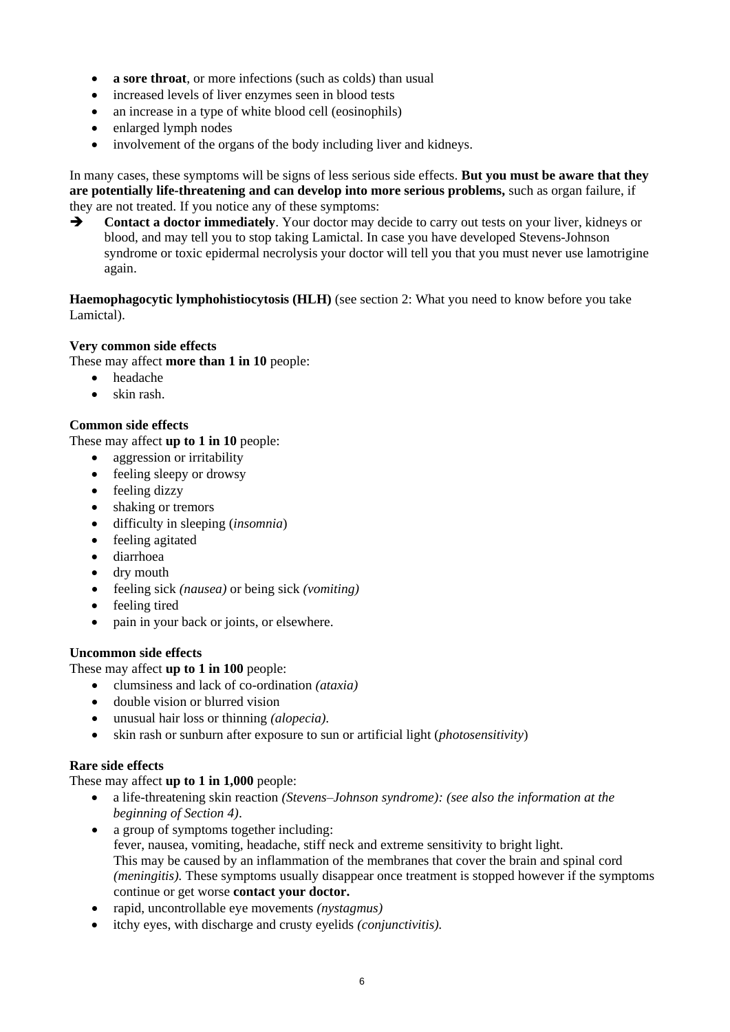- **a sore throat**, or more infections (such as colds) than usual
- increased levels of liver enzymes seen in blood tests
- an increase in a type of white blood cell (eosinophils)
- enlarged lymph nodes
- involvement of the organs of the body including liver and kidneys.

In many cases, these symptoms will be signs of less serious side effects. **But you must be aware that they are potentially life-threatening and can develop into more serious problems,** such as organ failure, if they are not treated. If you notice any of these symptoms:

➔ **Contact a doctor immediately**. Your doctor may decide to carry out tests on your liver, kidneys or blood, and may tell you to stop taking Lamictal. In case you have developed Stevens-Johnson syndrome or toxic epidermal necrolysis your doctor will tell you that you must never use lamotrigine again.

**Haemophagocytic lymphohistiocytosis (HLH)** (see section 2: What you need to know before you take Lamictal).

**Very common side effects**

These may affect **more than 1 in 10** people:

- headache
- skin rash.

**Common side effects**

These may affect **up to 1 in 10** people:

- aggression or irritability
- feeling sleepy or drowsy
- feeling dizzy
- shaking or tremors
- difficulty in sleeping (*insomnia*)
- feeling agitated
- diarrhoea
- dry mouth
- feeling sick *(nausea)* or being sick *(vomiting)*
- feeling tired
- pain in your back or joints, or elsewhere.

**Uncommon side effects**

These may affect **up to 1 in 100** people:

- clumsiness and lack of co-ordination *(ataxia)*
- double vision or blurred vision
- unusual hair loss or thinning *(alopecia).*
- skin rash or sunburn after exposure to sun or artificial light (*photosensitivity*)

**Rare side effects**

These may affect **up to 1 in 1,000** people:

- a life-threatening skin reaction *(Stevens–Johnson syndrome): (see also the information at the beginning of Section 4)*.
- a group of symptoms together including:
  fever, nausea, vomiting, headache, stiff neck and extreme sensitivity to bright light.
  This may be caused by an inflammation of the membranes that cover the brain and spinal cord *(meningitis).* These symptoms usually disappear once treatment is stopped however if the symptoms continue or get worse **contact your doctor.**
- rapid, uncontrollable eye movements *(nystagmus)*
- itchy eyes, with discharge and crusty eyelids *(conjunctivitis).*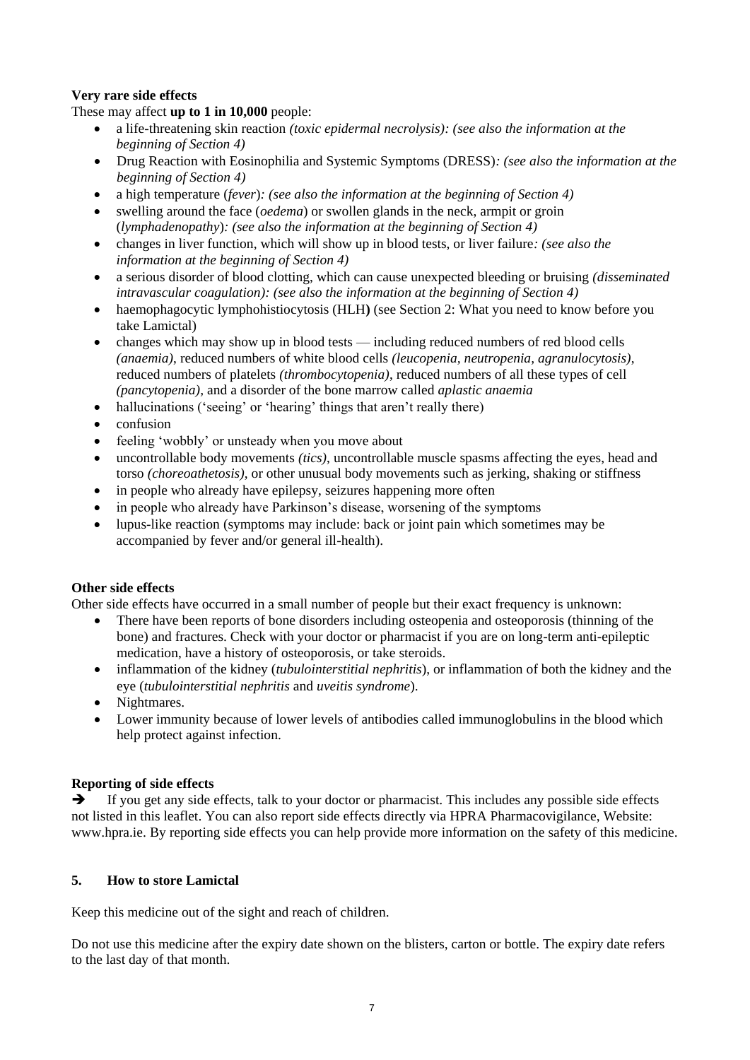**Very rare side effects**

These may affect **up to 1 in 10,000** people:

- a life-threatening skin reaction *(toxic epidermal necrolysis): (see also the information at the beginning of Section 4)*
- Drug Reaction with Eosinophilia and Systemic Symptoms (DRESS)*: (see also the information at the beginning of Section 4)*
- a high temperature (*fever*)*: (see also the information at the beginning of Section 4)*
- swelling around the face (*oedema*) or swollen glands in the neck, armpit or groin (*lymphadenopathy*)*: (see also the information at the beginning of Section 4)*
- changes in liver function, which will show up in blood tests, or liver failure*: (see also the information at the beginning of Section 4)*
- a serious disorder of blood clotting, which can cause unexpected bleeding or bruising *(disseminated intravascular coagulation): (see also the information at the beginning of Section 4)*
- haemophagocytic lymphohistiocytosis (HLH**)** (see Section 2: What you need to know before you take Lamictal)
- changes which may show up in blood tests — including reduced numbers of red blood cells *(anaemia)*, reduced numbers of white blood cells *(leucopenia, neutropenia, agranulocytosis)*, reduced numbers of platelets *(thrombocytopenia)*, reduced numbers of all these types of cell *(pancytopenia)*, and a disorder of the bone marrow called *aplastic anaemia*
- hallucinations ('seeing' or 'hearing' things that aren't really there)
- confusion
- feeling 'wobbly' or unsteady when you move about
- uncontrollable body movements *(tics)*, uncontrollable muscle spasms affecting the eyes, head and torso *(choreoathetosis)*, or other unusual body movements such as jerking, shaking or stiffness
- in people who already have epilepsy, seizures happening more often
- in people who already have Parkinson's disease, worsening of the symptoms
- lupus-like reaction (symptoms may include: back or joint pain which sometimes may be accompanied by fever and/or general ill-health).

**Other side effects**

Other side effects have occurred in a small number of people but their exact frequency is unknown:

- There have been reports of bone disorders including osteopenia and osteoporosis (thinning of the bone) and fractures. Check with your doctor or pharmacist if you are on long-term anti-epileptic medication, have a history of osteoporosis, or take steroids.
- inflammation of the kidney (*tubulointerstitial nephritis*), or inflammation of both the kidney and the eye (*tubulointerstitial nephritis* and *uveitis syndrome*).
- Nightmares.
- Lower immunity because of lower levels of antibodies called immunoglobulins in the blood which help protect against infection.

**Reporting of side effects**

➔ If you get any side effects, talk to your doctor or pharmacist. This includes any possible side effects not listed in this leaflet. You can also report side effects directly via HPRA Pharmacovigilance, Website: www.hpra.ie. By reporting side effects you can help provide more information on the safety of this medicine.

## 5. How to store Lamictal

Keep this medicine out of the sight and reach of children.

Do not use this medicine after the expiry date shown on the blisters, carton or bottle. The expiry date refers to the last day of that month.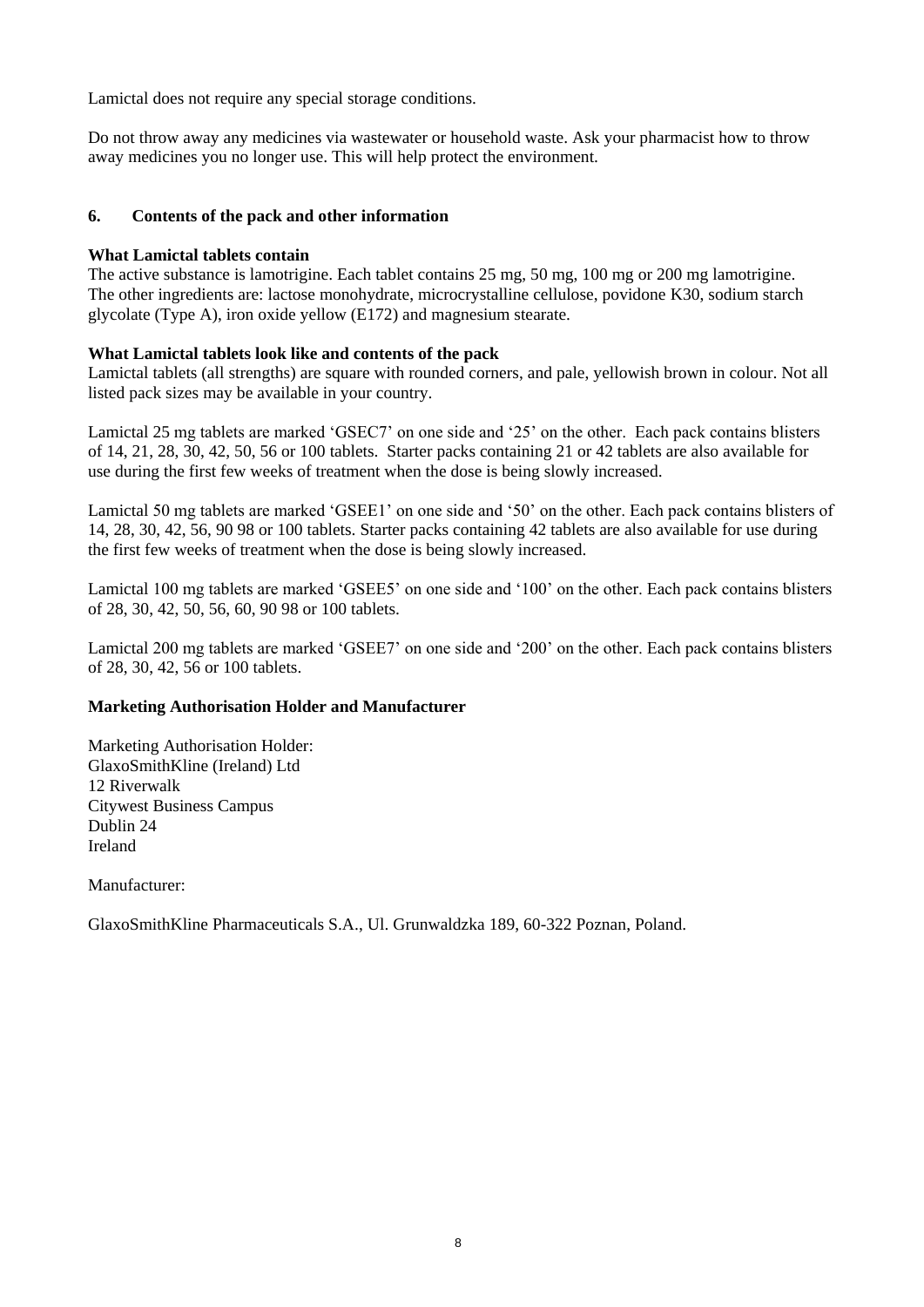Lamictal does not require any special storage conditions.

Do not throw away any medicines via wastewater or household waste. Ask your pharmacist how to throw away medicines you no longer use. This will help protect the environment.

## 6. Contents of the pack and other information

**What Lamictal tablets contain**

The active substance is lamotrigine. Each tablet contains 25 mg, 50 mg, 100 mg or 200 mg lamotrigine. The other ingredients are: lactose monohydrate, microcrystalline cellulose, povidone K30, sodium starch glycolate (Type A), iron oxide yellow (E172) and magnesium stearate.

**What Lamictal tablets look like and contents of the pack**

Lamictal tablets (all strengths) are square with rounded corners, and pale, yellowish brown in colour. Not all listed pack sizes may be available in your country.

Lamictal 25 mg tablets are marked 'GSEC7' on one side and '25' on the other. Each pack contains blisters of 14, 21, 28, 30, 42, 50, 56 or 100 tablets. Starter packs containing 21 or 42 tablets are also available for use during the first few weeks of treatment when the dose is being slowly increased.

Lamictal 50 mg tablets are marked 'GSEE1' on one side and '50' on the other. Each pack contains blisters of 14, 28, 30, 42, 56, 90 98 or 100 tablets. Starter packs containing 42 tablets are also available for use during the first few weeks of treatment when the dose is being slowly increased.

Lamictal 100 mg tablets are marked 'GSEE5' on one side and '100' on the other. Each pack contains blisters of 28, 30, 42, 50, 56, 60, 90 98 or 100 tablets.

Lamictal 200 mg tablets are marked 'GSEE7' on one side and '200' on the other. Each pack contains blisters of 28, 30, 42, 56 or 100 tablets.

**Marketing Authorisation Holder and Manufacturer**

Marketing Authorisation Holder:
GlaxoSmithKline (Ireland) Ltd
12 Riverwalk
Citywest Business Campus
Dublin 24
Ireland

Manufacturer:

GlaxoSmithKline Pharmaceuticals S.A., Ul. Grunwaldzka 189, 60-322 Poznan, Poland.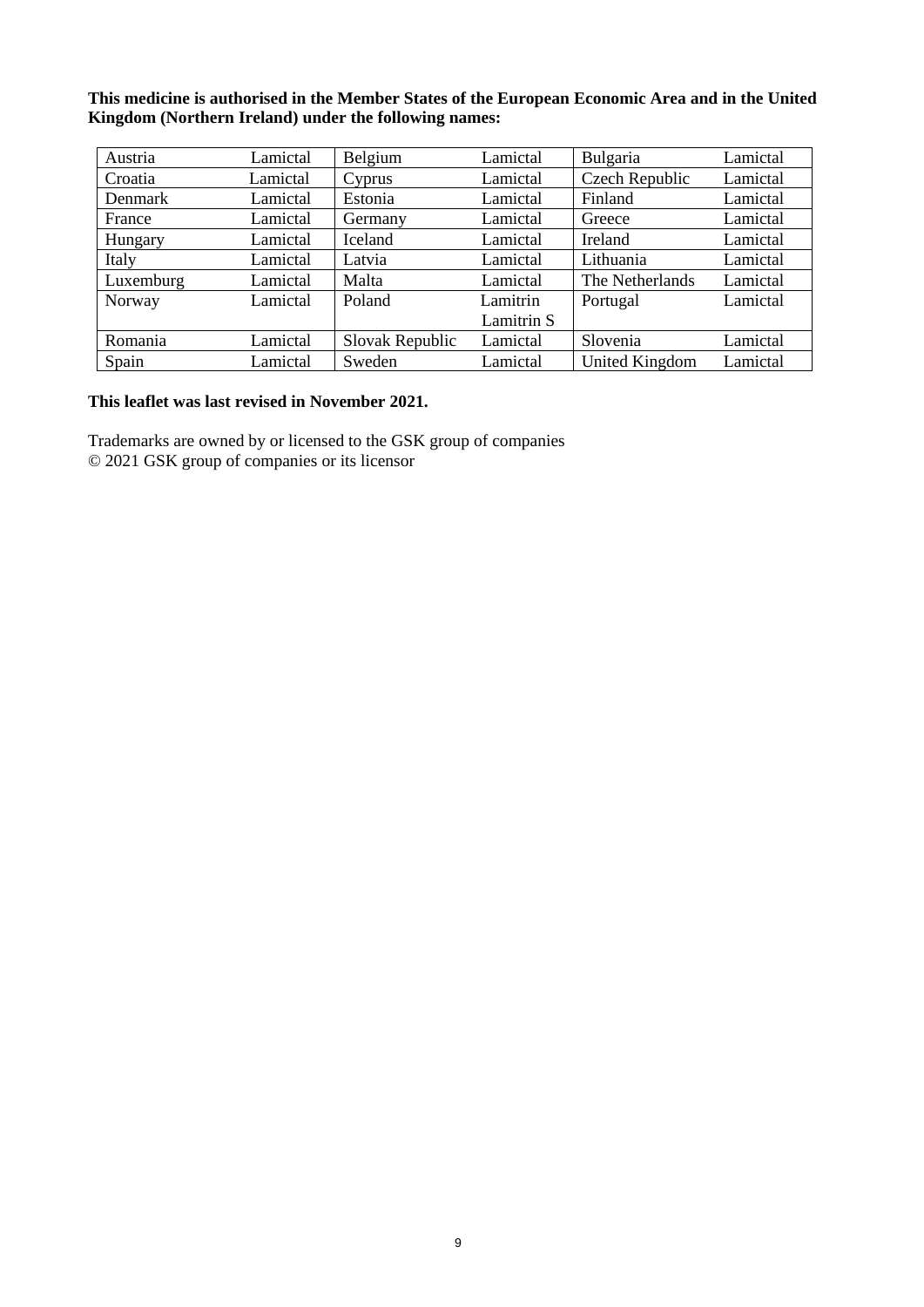**This medicine is authorised in the Member States of the European Economic Area and in the United Kingdom (Northern Ireland) under the following names:**

| | | | | | |
|---|---|---|---|---|---|
| Austria | Lamictal | Belgium | Lamictal | Bulgaria | Lamictal |
| Croatia | Lamictal | Cyprus | Lamictal | Czech Republic | Lamictal |
| Denmark | Lamictal | Estonia | Lamictal | Finland | Lamictal |
| France | Lamictal | Germany | Lamictal | Greece | Lamictal |
| Hungary | Lamictal | Iceland | Lamictal | Ireland | Lamictal |
| Italy | Lamictal | Latvia | Lamictal | Lithuania | Lamictal |
| Luxemburg | Lamictal | Malta | Lamictal | The Netherlands | Lamictal |
| Norway | Lamictal | Poland | Lamitrin Lamitrin S | Portugal | Lamictal |
| Romania | Lamictal | Slovak Republic | Lamictal | Slovenia | Lamictal |
| Spain | Lamictal | Sweden | Lamictal | United Kingdom | Lamictal |

**This leaflet was last revised in November 2021.**

Trademarks are owned by or licensed to the GSK group of companies
© 2021 GSK group of companies or its licensor